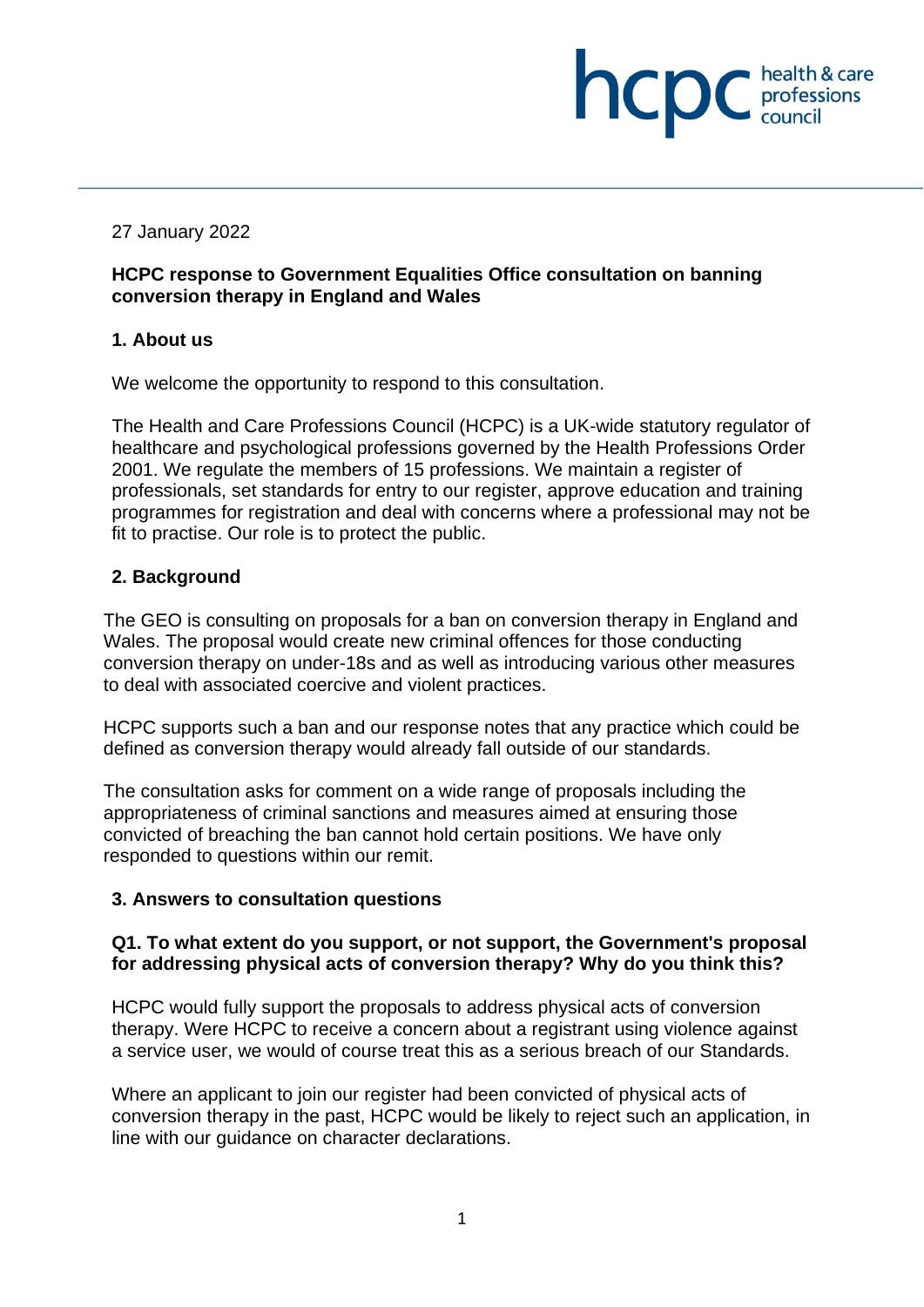27 January 2022

**HCPC response to Government Equalities Office consultation on banning conversion therapy in England and Wales**

## 1. About us

We welcome the opportunity to respond to this consultation.

The Health and Care Professions Council (HCPC) is a UK-wide statutory regulator of healthcare and psychological professions governed by the Health Professions Order 2001. We regulate the members of 15 professions. We maintain a register of professionals, set standards for entry to our register, approve education and training programmes for registration and deal with concerns where a professional may not be fit to practise. Our role is to protect the public.

## 2. Background

The GEO is consulting on proposals for a ban on conversion therapy in England and Wales. The proposal would create new criminal offences for those conducting conversion therapy on under-18s and as well as introducing various other measures to deal with associated coercive and violent practices.

HCPC supports such a ban and our response notes that any practice which could be defined as conversion therapy would already fall outside of our standards.

The consultation asks for comment on a wide range of proposals including the appropriateness of criminal sanctions and measures aimed at ensuring those convicted of breaching the ban cannot hold certain positions. We have only responded to questions within our remit.

## 3. Answers to consultation questions

**Q1. To what extent do you support, or not support, the Government's proposal for addressing physical acts of conversion therapy? Why do you think this?**

HCPC would fully support the proposals to address physical acts of conversion therapy. Were HCPC to receive a concern about a registrant using violence against a service user, we would of course treat this as a serious breach of our Standards.

Where an applicant to join our register had been convicted of physical acts of conversion therapy in the past, HCPC would be likely to reject such an application, in line with our guidance on character declarations.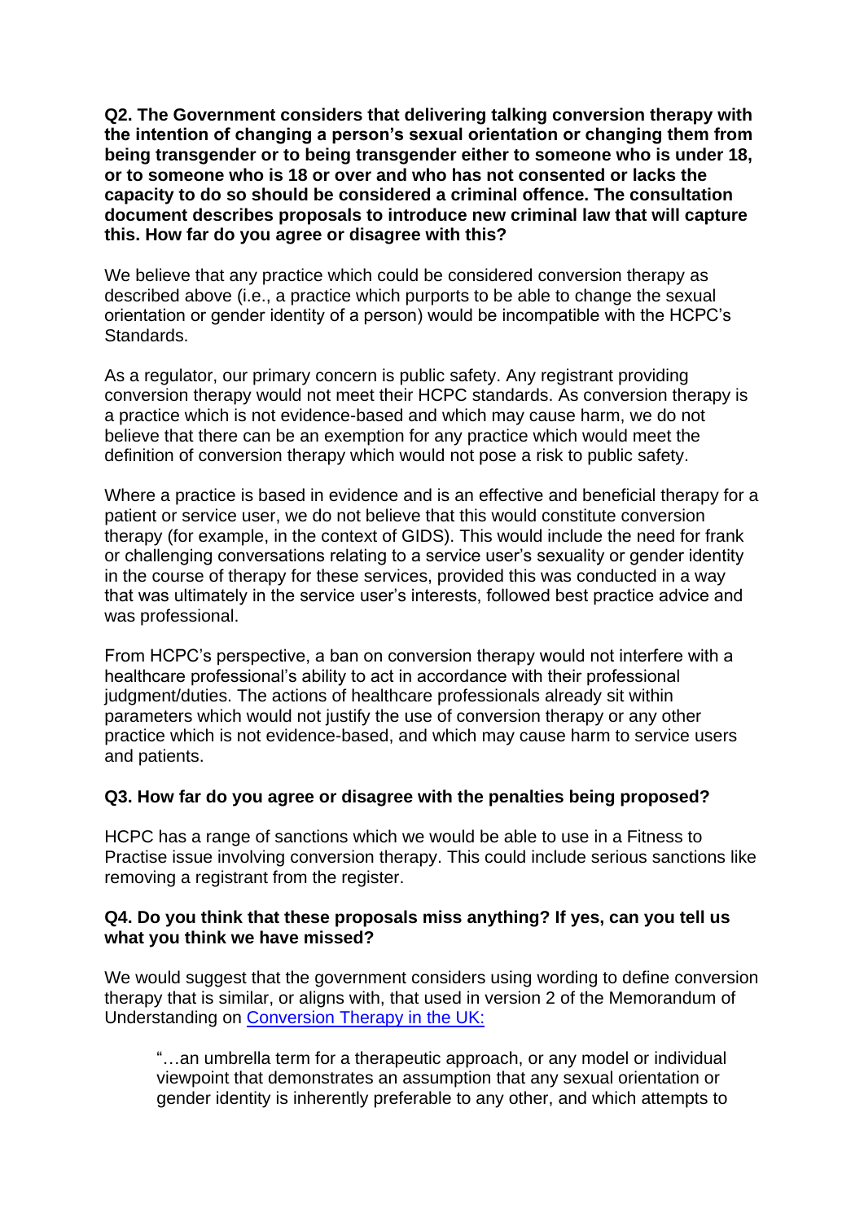**Q2. The Government considers that delivering talking conversion therapy with the intention of changing a person's sexual orientation or changing them from being transgender or to being transgender either to someone who is under 18, or to someone who is 18 or over and who has not consented or lacks the capacity to do so should be considered a criminal offence. The consultation document describes proposals to introduce new criminal law that will capture this. How far do you agree or disagree with this?**

We believe that any practice which could be considered conversion therapy as described above (i.e., a practice which purports to be able to change the sexual orientation or gender identity of a person) would be incompatible with the HCPC's Standards.

As a regulator, our primary concern is public safety. Any registrant providing conversion therapy would not meet their HCPC standards. As conversion therapy is a practice which is not evidence-based and which may cause harm, we do not believe that there can be an exemption for any practice which would meet the definition of conversion therapy which would not pose a risk to public safety.

Where a practice is based in evidence and is an effective and beneficial therapy for a patient or service user, we do not believe that this would constitute conversion therapy (for example, in the context of GIDS). This would include the need for frank or challenging conversations relating to a service user's sexuality or gender identity in the course of therapy for these services, provided this was conducted in a way that was ultimately in the service user's interests, followed best practice advice and was professional.

From HCPC's perspective, a ban on conversion therapy would not interfere with a healthcare professional's ability to act in accordance with their professional judgment/duties. The actions of healthcare professionals already sit within parameters which would not justify the use of conversion therapy or any other practice which is not evidence-based, and which may cause harm to service users and patients.

**Q3. How far do you agree or disagree with the penalties being proposed?**

HCPC has a range of sanctions which we would be able to use in a Fitness to Practise issue involving conversion therapy. This could include serious sanctions like removing a registrant from the register.

**Q4. Do you think that these proposals miss anything? If yes, can you tell us what you think we have missed?**

We would suggest that the government considers using wording to define conversion therapy that is similar, or aligns with, that used in version 2 of the Memorandum of Understanding on Conversion Therapy in the UK:

> "…an umbrella term for a therapeutic approach, or any model or individual viewpoint that demonstrates an assumption that any sexual orientation or gender identity is inherently preferable to any other, and which attempts to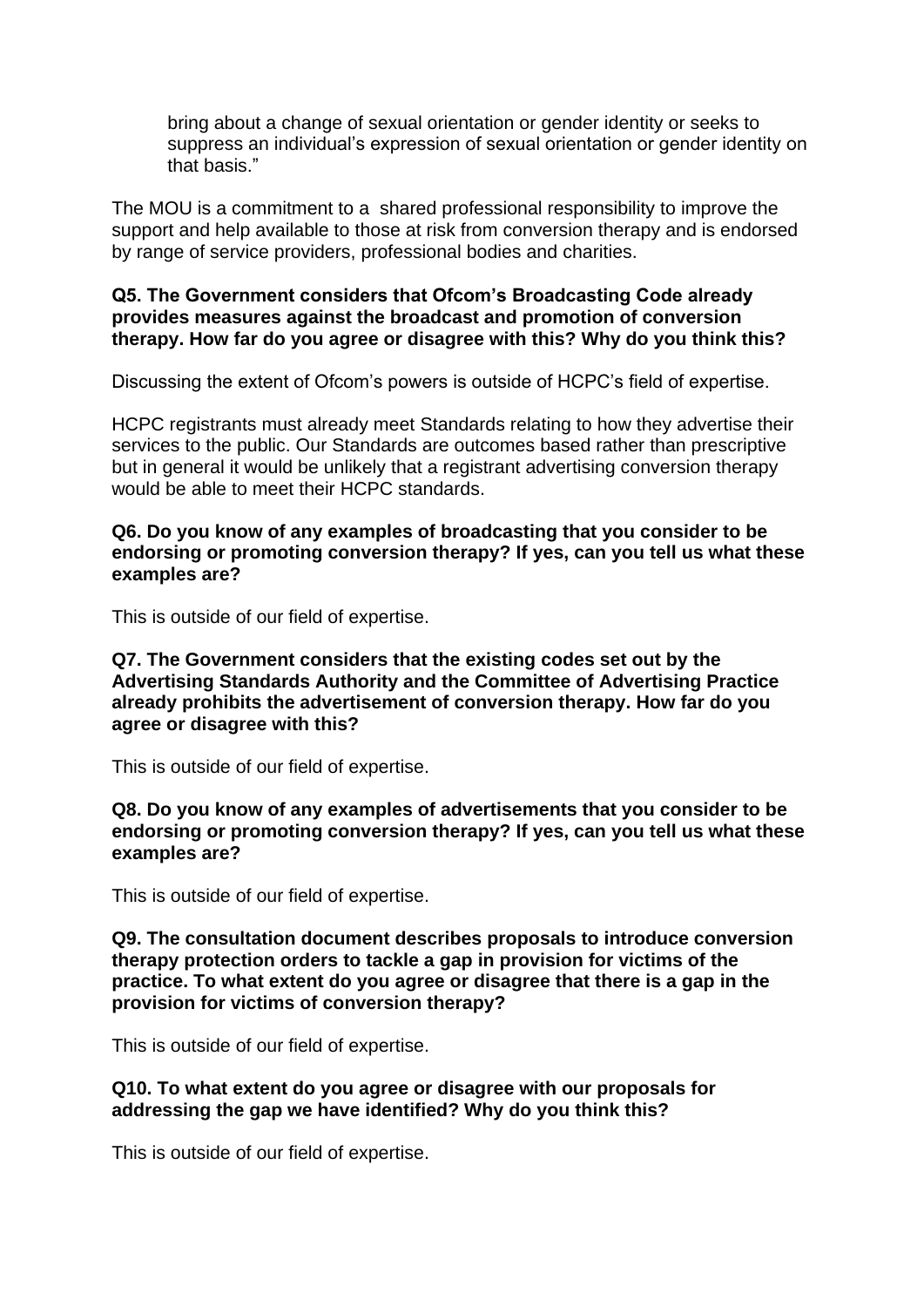> bring about a change of sexual orientation or gender identity or seeks to suppress an individual's expression of sexual orientation or gender identity on that basis."

The MOU is a commitment to a shared professional responsibility to improve the support and help available to those at risk from conversion therapy and is endorsed by range of service providers, professional bodies and charities.

**Q5. The Government considers that Ofcom's Broadcasting Code already provides measures against the broadcast and promotion of conversion therapy. How far do you agree or disagree with this? Why do you think this?**

Discussing the extent of Ofcom's powers is outside of HCPC's field of expertise.

HCPC registrants must already meet Standards relating to how they advertise their services to the public. Our Standards are outcomes based rather than prescriptive but in general it would be unlikely that a registrant advertising conversion therapy would be able to meet their HCPC standards.

**Q6. Do you know of any examples of broadcasting that you consider to be endorsing or promoting conversion therapy? If yes, can you tell us what these examples are?**

This is outside of our field of expertise.

**Q7. The Government considers that the existing codes set out by the Advertising Standards Authority and the Committee of Advertising Practice already prohibits the advertisement of conversion therapy. How far do you agree or disagree with this?**

This is outside of our field of expertise.

**Q8. Do you know of any examples of advertisements that you consider to be endorsing or promoting conversion therapy? If yes, can you tell us what these examples are?**

This is outside of our field of expertise.

**Q9. The consultation document describes proposals to introduce conversion therapy protection orders to tackle a gap in provision for victims of the practice. To what extent do you agree or disagree that there is a gap in the provision for victims of conversion therapy?**

This is outside of our field of expertise.

**Q10. To what extent do you agree or disagree with our proposals for addressing the gap we have identified? Why do you think this?**

This is outside of our field of expertise.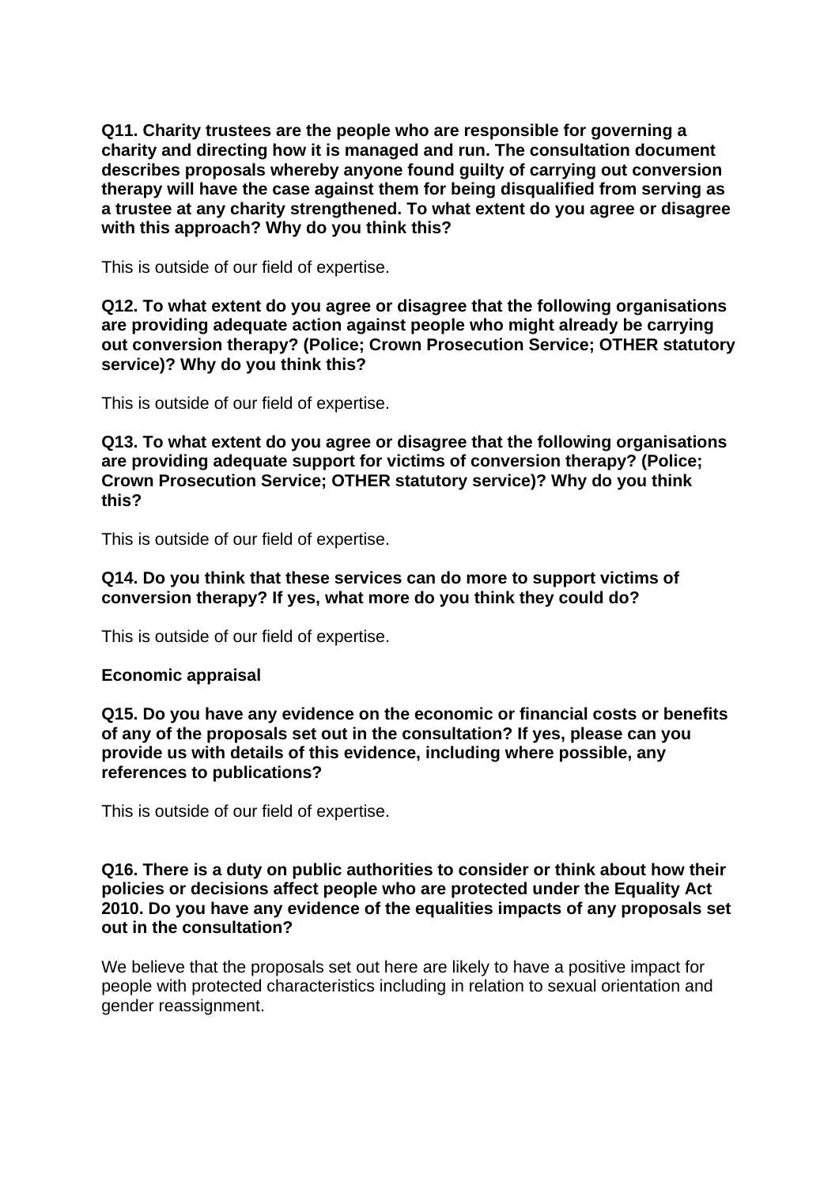**Q11. Charity trustees are the people who are responsible for governing a charity and directing how it is managed and run. The consultation document describes proposals whereby anyone found guilty of carrying out conversion therapy will have the case against them for being disqualified from serving as a trustee at any charity strengthened. To what extent do you agree or disagree with this approach? Why do you think this?**

This is outside of our field of expertise.

**Q12. To what extent do you agree or disagree that the following organisations are providing adequate action against people who might already be carrying out conversion therapy? (Police; Crown Prosecution Service; OTHER statutory service)? Why do you think this?**

This is outside of our field of expertise.

**Q13. To what extent do you agree or disagree that the following organisations are providing adequate support for victims of conversion therapy? (Police; Crown Prosecution Service; OTHER statutory service)? Why do you think this?**

This is outside of our field of expertise.

**Q14. Do you think that these services can do more to support victims of conversion therapy? If yes, what more do you think they could do?**

This is outside of our field of expertise.

**Economic appraisal**

**Q15. Do you have any evidence on the economic or financial costs or benefits of any of the proposals set out in the consultation? If yes, please can you provide us with details of this evidence, including where possible, any references to publications?**

This is outside of our field of expertise.

**Q16. There is a duty on public authorities to consider or think about how their policies or decisions affect people who are protected under the Equality Act 2010. Do you have any evidence of the equalities impacts of any proposals set out in the consultation?**

We believe that the proposals set out here are likely to have a positive impact for people with protected characteristics including in relation to sexual orientation and gender reassignment.